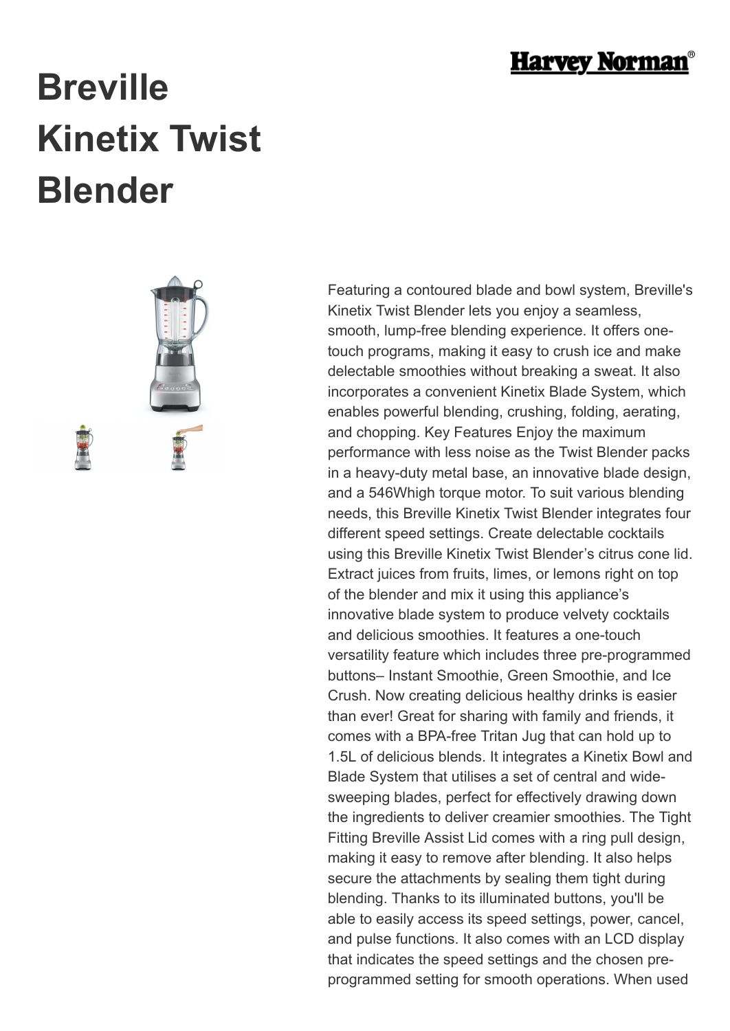# Breville Kinetix Twist Blender

Featuring a contoured blade and bowl system, Breville's Kinetix Twist Blender lets you enjoy a seamless, smooth, lump-free blending experience. It offers one-touch programs, making it easy to crush ice and make delectable smoothies without breaking a sweat. It also incorporates a convenient Kinetix Blade System, which enables powerful blending, crushing, folding, aerating, and chopping. Key Features Enjoy the maximum performance with less noise as the Twist Blender packs in a heavy-duty metal base, an innovative blade design, and a 546Whigh torque motor. To suit various blending needs, this Breville Kinetix Twist Blender integrates four different speed settings. Create delectable cocktails using this Breville Kinetix Twist Blender's citrus cone lid. Extract juices from fruits, limes, or lemons right on top of the blender and mix it using this appliance's innovative blade system to produce velvety cocktails and delicious smoothies. It features a one-touch versatility feature which includes three pre-programmed buttons– Instant Smoothie, Green Smoothie, and Ice Crush. Now creating delicious healthy drinks is easier than ever! Great for sharing with family and friends, it comes with a BPA-free Tritan Jug that can hold up to 1.5L of delicious blends. It integrates a Kinetix Bowl and Blade System that utilises a set of central and wide-sweeping blades, perfect for effectively drawing down the ingredients to deliver creamier smoothies. The Tight Fitting Breville Assist Lid comes with a ring pull design, making it easy to remove after blending. It also helps secure the attachments by sealing them tight during blending. Thanks to its illuminated buttons, you'll be able to easily access its speed settings, power, cancel, and pulse functions. It also comes with an LCD display that indicates the speed settings and the chosen pre-programmed setting for smooth operations. When used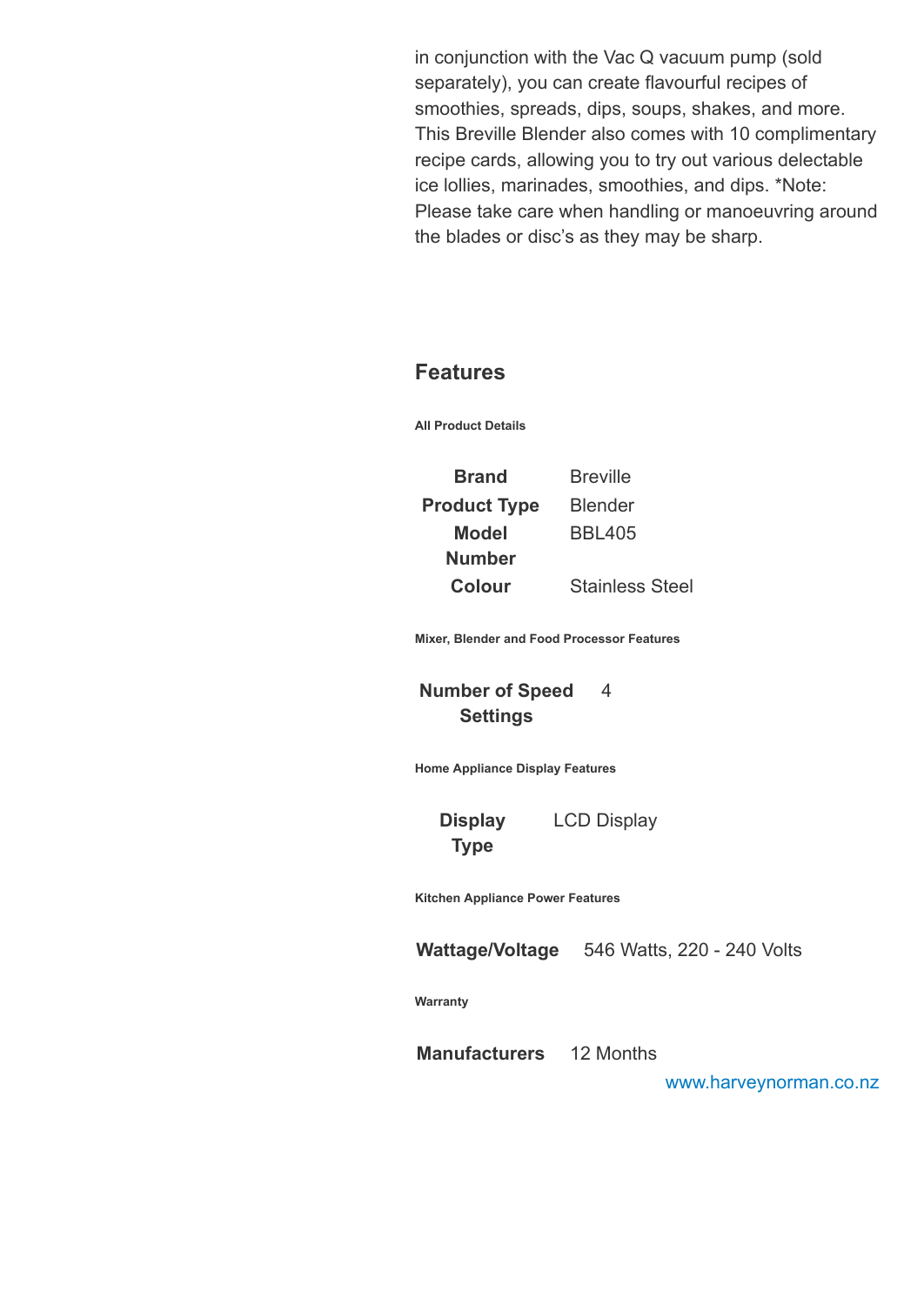in conjunction with the Vac Q vacuum pump (sold separately), you can create flavourful recipes of smoothies, spreads, dips, soups, shakes, and more. This Breville Blender also comes with 10 complimentary recipe cards, allowing you to try out various delectable ice lollies, marinades, smoothies, and dips. *Note: Please take care when handling or manoeuvring around the blades or disc's as they may be sharp.

## Features

#### All Product Details

| | |
|---|---|
| **Brand** | Breville |
| **Product Type** | Blender |
| **Model Number** | BBL405 |
| **Colour** | Stainless Steel |

#### Mixer, Blender and Food Processor Features

| | |
|---|---|
| **Number of Speed Settings** | 4 |

#### Home Appliance Display Features

| | |
|---|---|
| **Display Type** | LCD Display |

#### Kitchen Appliance Power Features

| | |
|---|---|
| **Wattage/Voltage** | 546 Watts, 220 - 240 Volts |

#### Warranty

| | |
|---|---|
| **Manufacturers** | 12 Months |

www.harveynorman.co.nz